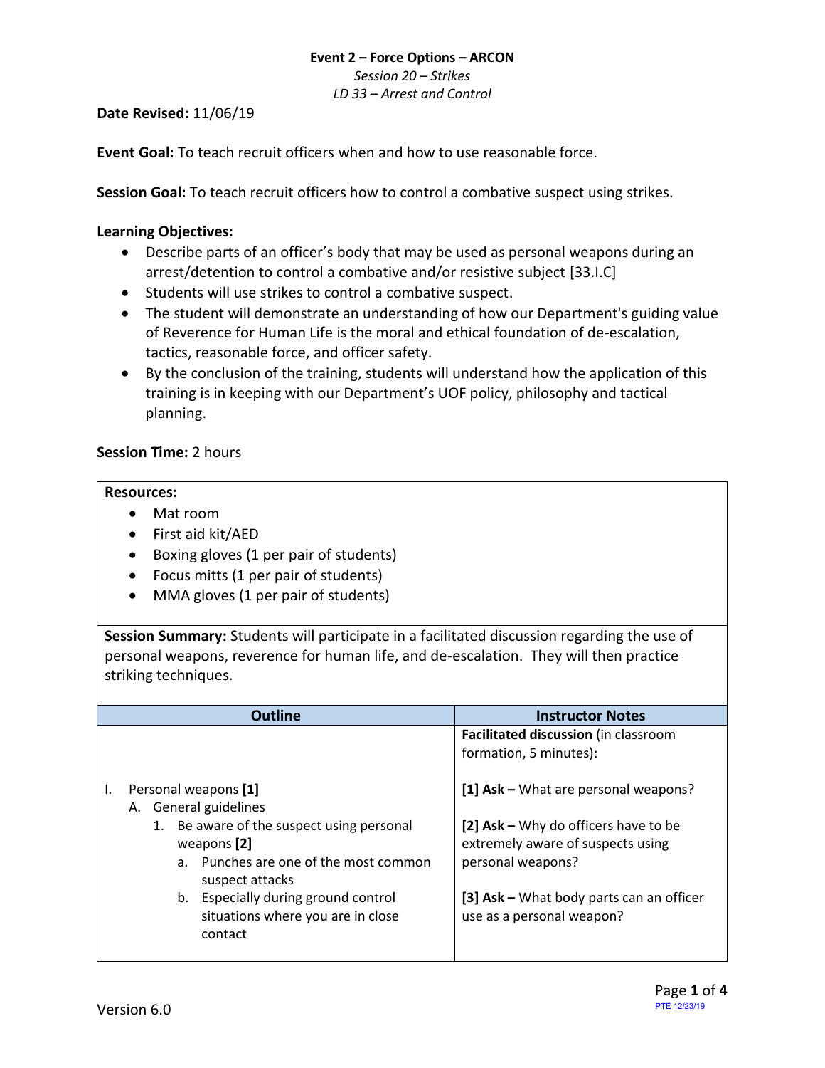**Event 2 – Force Options – ARCON**
*Session 20 – Strikes*
*LD 33 – Arrest and Control*

**Date Revised:** 11/06/19

**Event Goal:** To teach recruit officers when and how to use reasonable force.

**Session Goal:** To teach recruit officers how to control a combative suspect using strikes.

**Learning Objectives:**

- Describe parts of an officer's body that may be used as personal weapons during an arrest/detention to control a combative and/or resistive subject [33.I.C]
- Students will use strikes to control a combative suspect.
- The student will demonstrate an understanding of how our Department's guiding value of Reverence for Human Life is the moral and ethical foundation of de-escalation, tactics, reasonable force, and officer safety.
- By the conclusion of the training, students will understand how the application of this training is in keeping with our Department's UOF policy, philosophy and tactical planning.

**Session Time:** 2 hours

**Resources:**

- Mat room
- First aid kit/AED
- Boxing gloves (1 per pair of students)
- Focus mitts (1 per pair of students)
- MMA gloves (1 per pair of students)

**Session Summary:** Students will participate in a facilitated discussion regarding the use of personal weapons, reverence for human life, and de-escalation. They will then practice striking techniques.

| Outline | Instructor Notes |
|---|---|
| | **Facilitated discussion** (in classroom formation, 5 minutes): |
| I. Personal weapons **[1]** | **[1] Ask –** What are personal weapons? |
| A. General guidelines<br>1. Be aware of the suspect using personal weapons **[2]** | **[2] Ask –** Why do officers have to be extremely aware of suspects using personal weapons? |
| a. Punches are one of the most common suspect attacks<br>b. Especially during ground control situations where you are in close contact | **[3] Ask –** What body parts can an officer use as a personal weapon? |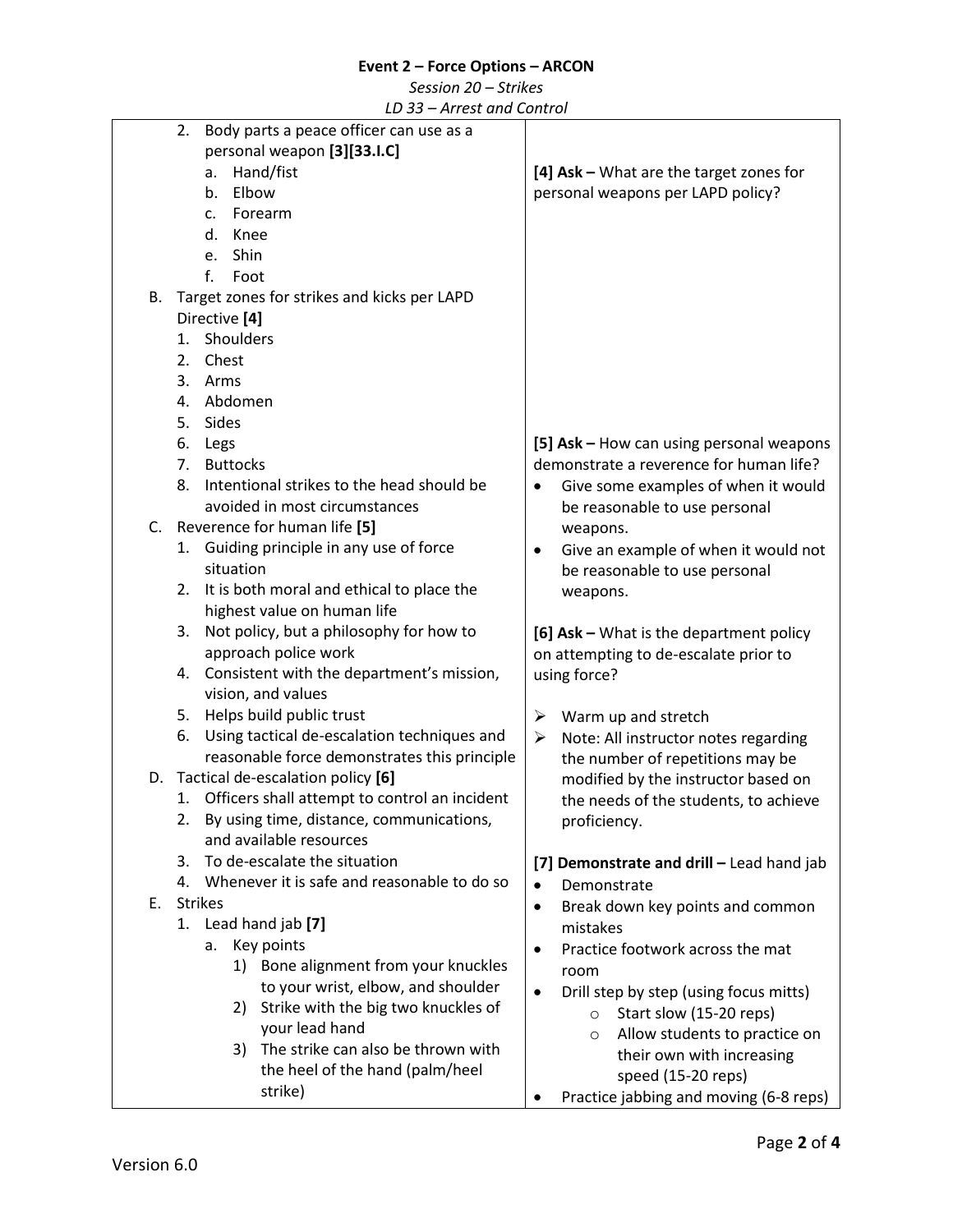| | |
|---|---|
| 2. Body parts a peace officer can use as a personal weapon **[3][33.I.C]**<br>a. Hand/fist<br>b. Elbow<br>c. Forearm<br>d. Knee<br>e. Shin<br>f. Foot<br>B. Target zones for strikes and kicks per LAPD Directive **[4]**<br>1. Shoulders<br>2. Chest<br>3. Arms<br>4. Abdomen<br>5. Sides<br>6. Legs<br>7. Buttocks<br>8. Intentional strikes to the head should be avoided in most circumstances<br>C. Reverence for human life **[5]**<br>1. Guiding principle in any use of force situation<br>2. It is both moral and ethical to place the highest value on human life<br>3. Not policy, but a philosophy for how to approach police work<br>4. Consistent with the department's mission, vision, and values<br>5. Helps build public trust<br>6. Using tactical de-escalation techniques and reasonable force demonstrates this principle<br>D. Tactical de-escalation policy **[6]**<br>1. Officers shall attempt to control an incident<br>2. By using time, distance, communications, and available resources<br>3. To de-escalate the situation<br>4. Whenever it is safe and reasonable to do so<br>E. Strikes<br>1. Lead hand jab **[7]**<br>a. Key points<br>1) Bone alignment from your knuckles to your wrist, elbow, and shoulder<br>2) Strike with the big two knuckles of your lead hand<br>3) The strike can also be thrown with the heel of the hand (palm/heel strike) | **[4] Ask –** What are the target zones for personal weapons per LAPD policy?<br><br>**[5] Ask –** How can using personal weapons demonstrate a reverence for human life?<br>• Give some examples of when it would be reasonable to use personal weapons.<br>• Give an example of when it would not be reasonable to use personal weapons.<br><br>**[6] Ask –** What is the department policy on attempting to de-escalate prior to using force?<br><br>➢ Warm up and stretch<br>➢ Note: All instructor notes regarding the number of repetitions may be modified by the instructor based on the needs of the students, to achieve proficiency.<br><br>**[7] Demonstrate and drill –** Lead hand jab<br>• Demonstrate<br>• Break down key points and common mistakes<br>• Practice footwork across the mat room<br>• Drill step by step (using focus mitts)<br>  ○ Start slow (15-20 reps)<br>  ○ Allow students to practice on their own with increasing speed (15-20 reps)<br>• Practice jabbing and moving (6-8 reps) |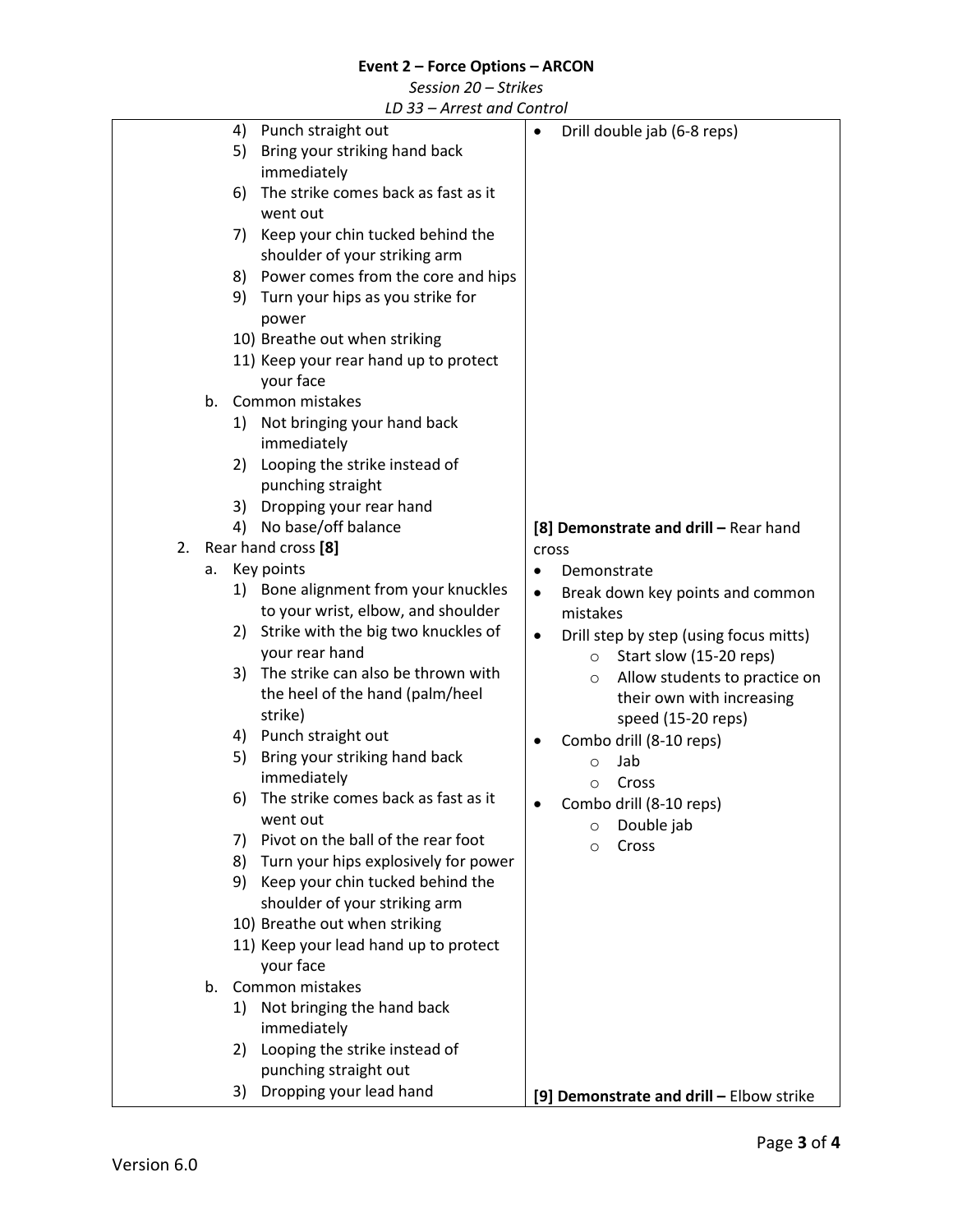| | |
|---|---|
| 4) Punch straight out<br>5) Bring your striking hand back immediately<br>6) The strike comes back as fast as it went out<br>7) Keep your chin tucked behind the shoulder of your striking arm<br>8) Power comes from the core and hips<br>9) Turn your hips as you strike for power<br>10) Breathe out when striking<br>11) Keep your rear hand up to protect your face<br>b. Common mistakes<br>1) Not bringing your hand back immediately<br>2) Looping the strike instead of punching straight<br>3) Dropping your rear hand<br>4) No base/off balance | • Drill double jab (6-8 reps) |
| 2. Rear hand cross **[8]**<br>a. Key points<br>1) Bone alignment from your knuckles to your wrist, elbow, and shoulder<br>2) Strike with the big two knuckles of your rear hand<br>3) The strike can also be thrown with the heel of the hand (palm/heel strike)<br>4) Punch straight out<br>5) Bring your striking hand back immediately<br>6) The strike comes back as fast as it went out<br>7) Pivot on the ball of the rear foot<br>8) Turn your hips explosively for power<br>9) Keep your chin tucked behind the shoulder of your striking arm<br>10) Breathe out when striking<br>11) Keep your lead hand up to protect your face<br>b. Common mistakes<br>1) Not bringing the hand back immediately<br>2) Looping the strike instead of punching straight out<br>3) Dropping your lead hand | **[8] Demonstrate and drill –** Rear hand cross<br>• Demonstrate<br>• Break down key points and common mistakes<br>• Drill step by step (using focus mitts)<br>○ Start slow (15-20 reps)<br>○ Allow students to practice on their own with increasing speed (15-20 reps)<br>• Combo drill (8-10 reps)<br>○ Jab<br>○ Cross<br>• Combo drill (8-10 reps)<br>○ Double jab<br>○ Cross<br><br>**[9] Demonstrate and drill –** Elbow strike |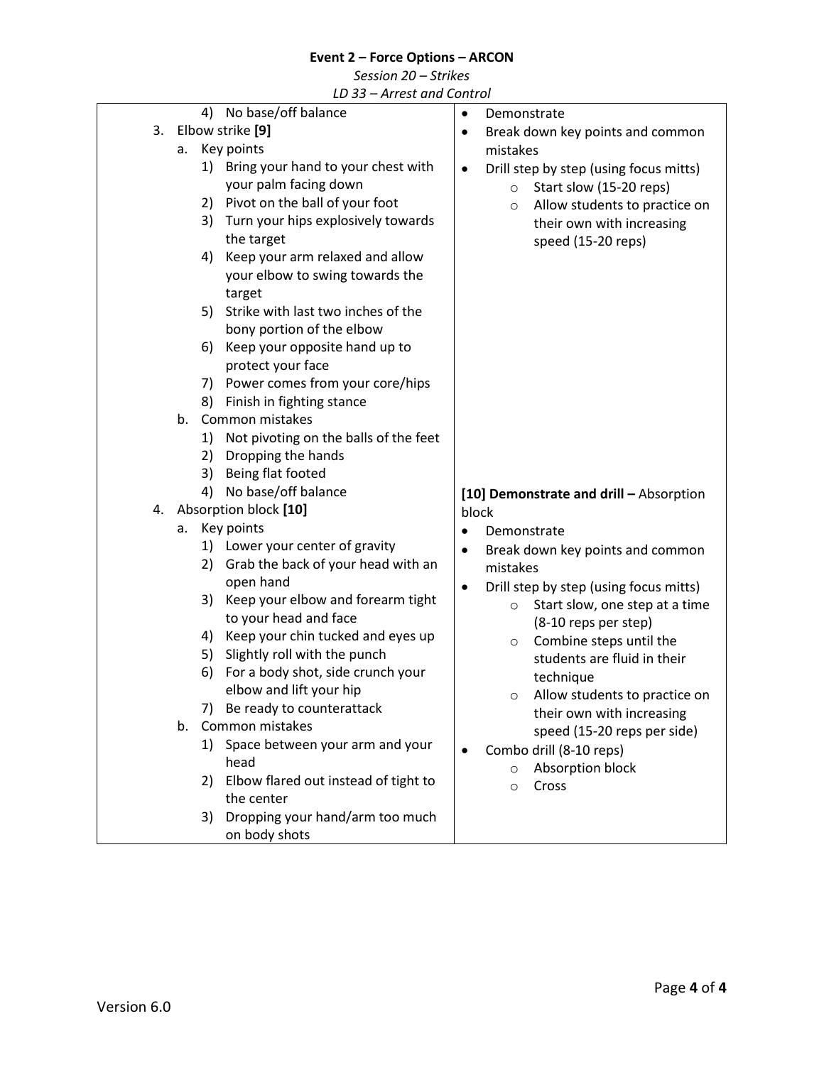**Event 2 – Force Options – ARCON**

*Session 20 – Strikes*

*LD 33 – Arrest and Control*

| | |
|---|---|
| 4) No base/off balance<br><br>3. Elbow strike **[9]**<br>a. Key points<br>1) Bring your hand to your chest with your palm facing down<br>2) Pivot on the ball of your foot<br>3) Turn your hips explosively towards the target<br>4) Keep your arm relaxed and allow your elbow to swing towards the target<br>5) Strike with last two inches of the bony portion of the elbow<br>6) Keep your opposite hand up to protect your face<br>7) Power comes from your core/hips<br>8) Finish in fighting stance<br>b. Common mistakes<br>1) Not pivoting on the balls of the feet<br>2) Dropping the hands<br>3) Being flat footed<br>4) No base/off balance | • Demonstrate<br>• Break down key points and common mistakes<br>• Drill step by step (using focus mitts)<br>○ Start slow (15-20 reps)<br>○ Allow students to practice on their own with increasing speed (15-20 reps) |
| 4. Absorption block **[10]**<br>a. Key points<br>1) Lower your center of gravity<br>2) Grab the back of your head with an open hand<br>3) Keep your elbow and forearm tight to your head and face<br>4) Keep your chin tucked and eyes up<br>5) Slightly roll with the punch<br>6) For a body shot, side crunch your elbow and lift your hip<br>7) Be ready to counterattack<br>b. Common mistakes<br>1) Space between your arm and your head<br>2) Elbow flared out instead of tight to the center<br>3) Dropping your hand/arm too much on body shots | **[10] Demonstrate and drill –** Absorption block<br>• Demonstrate<br>• Break down key points and common mistakes<br>• Drill step by step (using focus mitts)<br>○ Start slow, one step at a time (8-10 reps per step)<br>○ Combine steps until the students are fluid in their technique<br>○ Allow students to practice on their own with increasing speed (15-20 reps per side)<br>• Combo drill (8-10 reps)<br>○ Absorption block<br>○ Cross |

Version 6.0